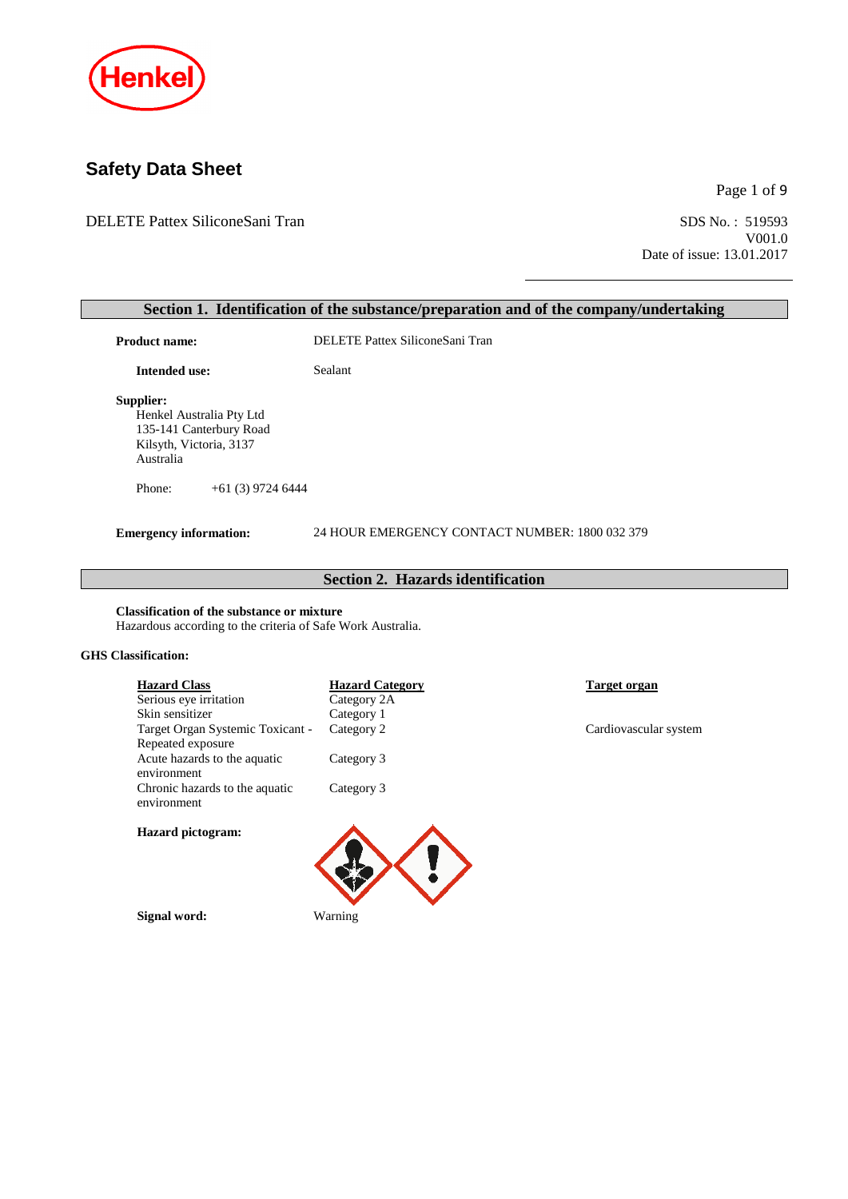Henkel

# Safety Data Sheet

DELETE Pattex SiliconeSani Tran

SDS No. : 519593
V001.0
Date of issue: 13.01.2017

## Section 1. Identification of the substance/preparation and of the company/undertaking

**Product name:** DELETE Pattex SiliconeSani Tran

**Intended use:** Sealant

**Supplier:**
Henkel Australia Pty Ltd
135-141 Canterbury Road
Kilsyth, Victoria, 3137
Australia

Phone: +61 (3) 9724 6444

**Emergency information:** 24 HOUR EMERGENCY CONTACT NUMBER: 1800 032 379

## Section 2. Hazards identification

**Classification of the substance or mixture**
Hazardous according to the criteria of Safe Work Australia.

**GHS Classification:**

| Hazard Class | Hazard Category | Target organ |
|---|---|---|
| Serious eye irritation | Category 2A | |
| Skin sensitizer | Category 1 | |
| Target Organ Systemic Toxicant - Repeated exposure | Category 2 | Cardiovascular system |
| Acute hazards to the aquatic environment | Category 3 | |
| Chronic hazards to the aquatic environment | Category 3 | |

**Hazard pictogram:**

**Signal word:** Warning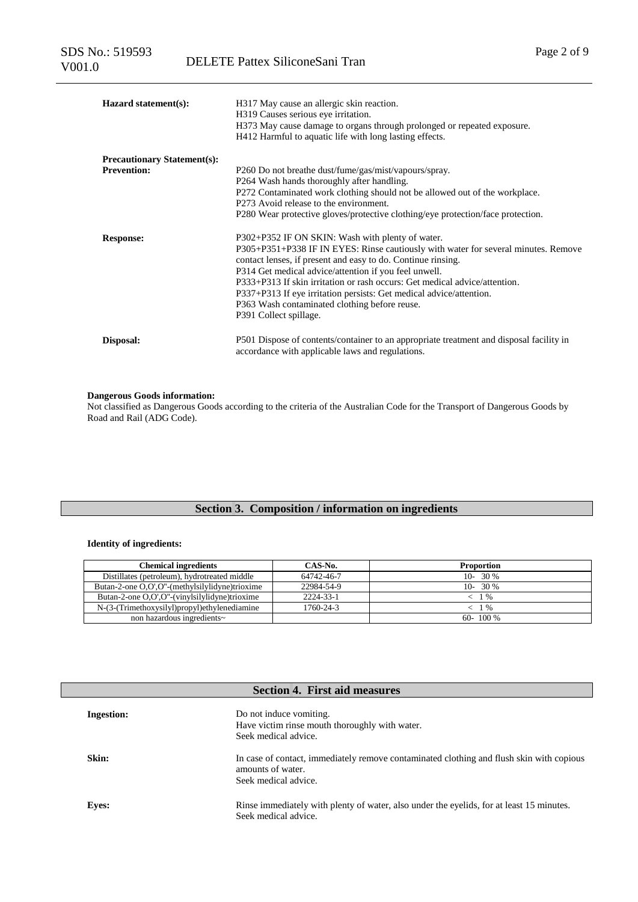**Hazard statement(s):**

H317 May cause an allergic skin reaction.
H319 Causes serious eye irritation.
H373 May cause damage to organs through prolonged or repeated exposure.
H412 Harmful to aquatic life with long lasting effects.

**Precautionary Statement(s):**

**Prevention:**

P260 Do not breathe dust/fume/gas/mist/vapours/spray.
P264 Wash hands thoroughly after handling.
P272 Contaminated work clothing should not be allowed out of the workplace.
P273 Avoid release to the environment.
P280 Wear protective gloves/protective clothing/eye protection/face protection.

**Response:**

P302+P352 IF ON SKIN: Wash with plenty of water.
P305+P351+P338 IF IN EYES: Rinse cautiously with water for several minutes. Remove contact lenses, if present and easy to do. Continue rinsing.
P314 Get medical advice/attention if you feel unwell.
P333+P313 If skin irritation or rash occurs: Get medical advice/attention.
P337+P313 If eye irritation persists: Get medical advice/attention.
P363 Wash contaminated clothing before reuse.
P391 Collect spillage.

**Disposal:**

P501 Dispose of contents/container to an appropriate treatment and disposal facility in accordance with applicable laws and regulations.

**Dangerous Goods information:**

Not classified as Dangerous Goods according to the criteria of the Australian Code for the Transport of Dangerous Goods by Road and Rail (ADG Code).

## Section 3. Composition / information on ingredients

**Identity of ingredients:**

| Chemical ingredients | CAS-No. | Proportion |
|---|---|---|
| Distillates (petroleum), hydrotreated middle | 64742-46-7 | 10- 30 % |
| Butan-2-one O,O',O''-(methylsilylidyne)trioxime | 22984-54-9 | 10- 30 % |
| Butan-2-one O,O',O''-(vinylsilylidyne)trioxime | 2224-33-1 | < 1 % |
| N-(3-(Trimethoxysilyl)propyl)ethylenediamine | 1760-24-3 | < 1 % |
| non hazardous ingredients~ | | 60- 100 % |

## Section 4. First aid measures

**Ingestion:**

Do not induce vomiting.
Have victim rinse mouth thoroughly with water.
Seek medical advice.

**Skin:**

In case of contact, immediately remove contaminated clothing and flush skin with copious amounts of water.
Seek medical advice.

**Eyes:**

Rinse immediately with plenty of water, also under the eyelids, for at least 15 minutes.
Seek medical advice.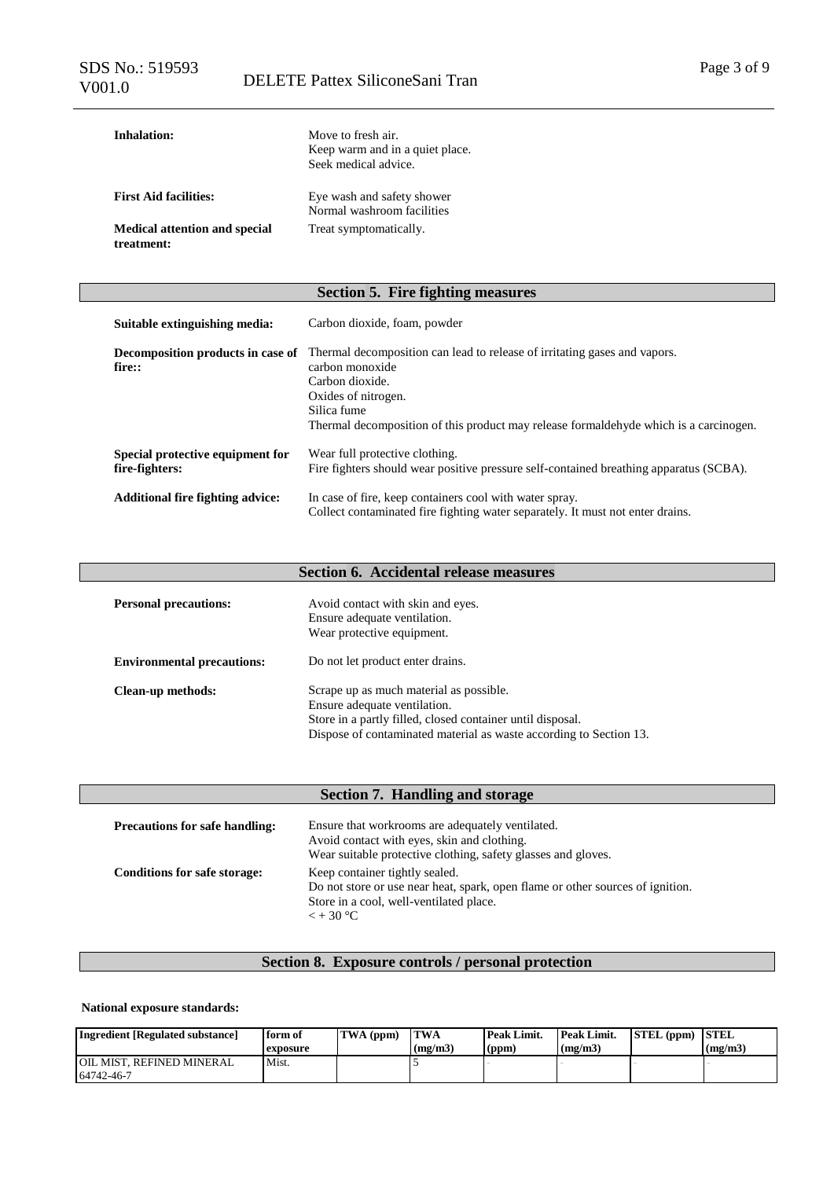**Inhalation:** Move to fresh air.
Keep warm and in a quiet place.
Seek medical advice.

**First Aid facilities:** Eye wash and safety shower
Normal washroom facilities

**Medical attention and special treatment:** Treat symptomatically.

## Section 5. Fire fighting measures

**Suitable extinguishing media:** Carbon dioxide, foam, powder

**Decomposition products in case of fire::** Thermal decomposition can lead to release of irritating gases and vapors.
carbon monoxide
Carbon dioxide.
Oxides of nitrogen.
Silica fume
Thermal decomposition of this product may release formaldehyde which is a carcinogen.

**Special protective equipment for fire-fighters:** Wear full protective clothing.
Fire fighters should wear positive pressure self-contained breathing apparatus (SCBA).

**Additional fire fighting advice:** In case of fire, keep containers cool with water spray.
Collect contaminated fire fighting water separately. It must not enter drains.

## Section 6. Accidental release measures

**Personal precautions:** Avoid contact with skin and eyes.
Ensure adequate ventilation.
Wear protective equipment.

**Environmental precautions:** Do not let product enter drains.

**Clean-up methods:** Scrape up as much material as possible.
Ensure adequate ventilation.
Store in a partly filled, closed container until disposal.
Dispose of contaminated material as waste according to Section 13.

## Section 7. Handling and storage

**Precautions for safe handling:** Ensure that workrooms are adequately ventilated.
Avoid contact with eyes, skin and clothing.
Wear suitable protective clothing, safety glasses and gloves.

**Conditions for safe storage:** Keep container tightly sealed.
Do not store or use near heat, spark, open flame or other sources of ignition.
Store in a cool, well-ventilated place.
< + 30 °C

## Section 8. Exposure controls / personal protection

**National exposure standards:**

| Ingredient [Regulated substance] | form of exposure | TWA (ppm) | TWA (mg/m3) | Peak Limit. (ppm) | Peak Limit. (mg/m3) | STEL (ppm) | STEL (mg/m3) |
|---|---|---|---|---|---|---|---|
| OIL MIST, REFINED MINERAL 64742-46-7 | Mist. | | 5 | - | - | - | - |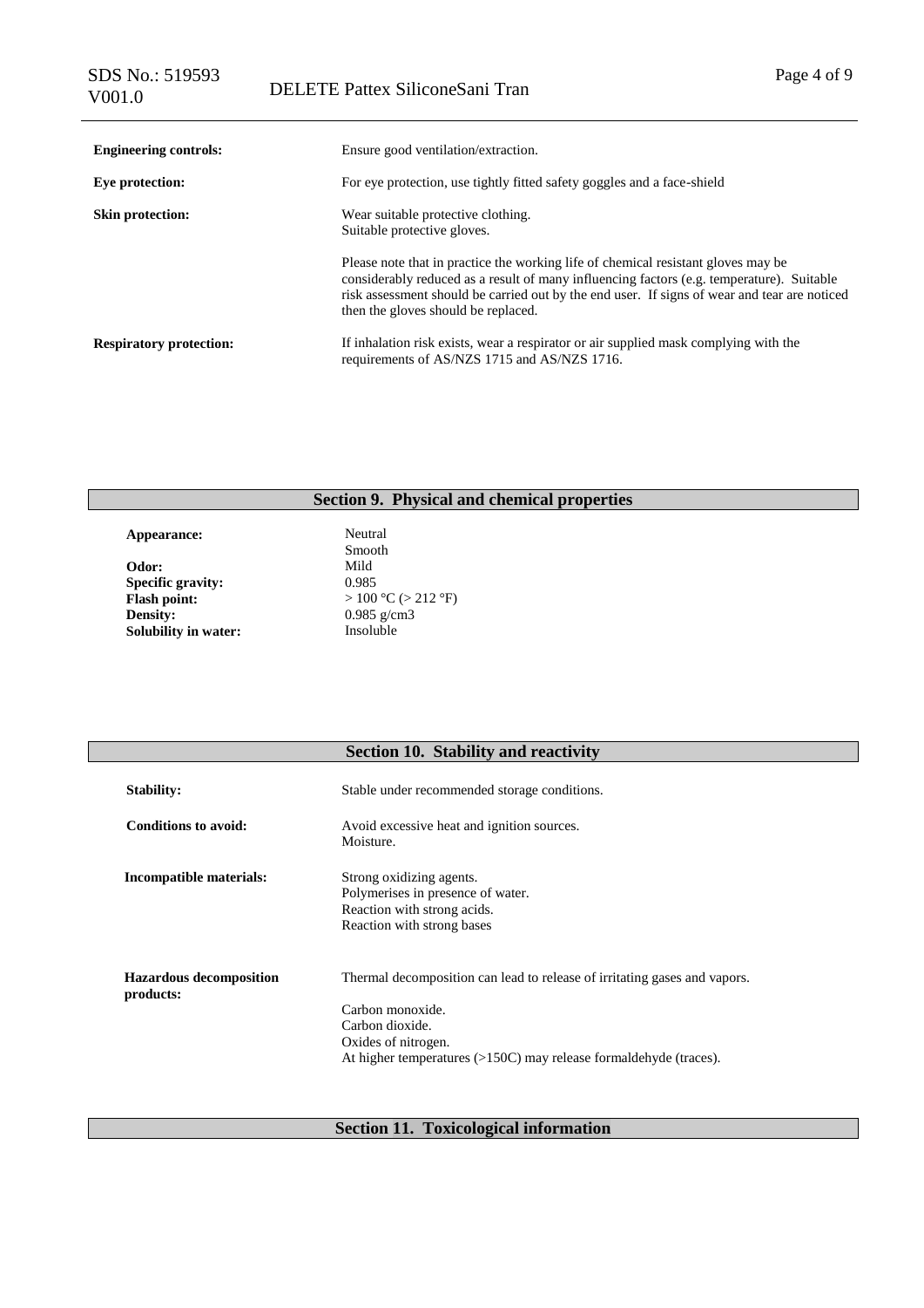| | |
|---|---|
| **Engineering controls:** | Ensure good ventilation/extraction. |
| **Eye protection:** | For eye protection, use tightly fitted safety goggles and a face-shield |
| **Skin protection:** | Wear suitable protective clothing.<br>Suitable protective gloves.<br><br>Please note that in practice the working life of chemical resistant gloves may be considerably reduced as a result of many influencing factors (e.g. temperature). Suitable risk assessment should be carried out by the end user. If signs of wear and tear are noticed then the gloves should be replaced. |
| **Respiratory protection:** | If inhalation risk exists, wear a respirator or air supplied mask complying with the requirements of AS/NZS 1715 and AS/NZS 1716. |

## Section 9. Physical and chemical properties

| | |
|---|---|
| **Appearance:** | Neutral<br>Smooth |
| **Odor:** | Mild |
| **Specific gravity:** | 0.985 |
| **Flash point:** | > 100 °C (> 212 °F) |
| **Density:** | 0.985 g/cm3 |
| **Solubility in water:** | Insoluble |

## Section 10. Stability and reactivity

| | |
|---|---|
| **Stability:** | Stable under recommended storage conditions. |
| **Conditions to avoid:** | Avoid excessive heat and ignition sources.<br>Moisture. |
| **Incompatible materials:** | Strong oxidizing agents.<br>Polymerises in presence of water.<br>Reaction with strong acids.<br>Reaction with strong bases |
| **Hazardous decomposition products:** | Thermal decomposition can lead to release of irritating gases and vapors.<br><br>Carbon monoxide.<br>Carbon dioxide.<br>Oxides of nitrogen.<br>At higher temperatures (>150C) may release formaldehyde (traces). |

## Section 11. Toxicological information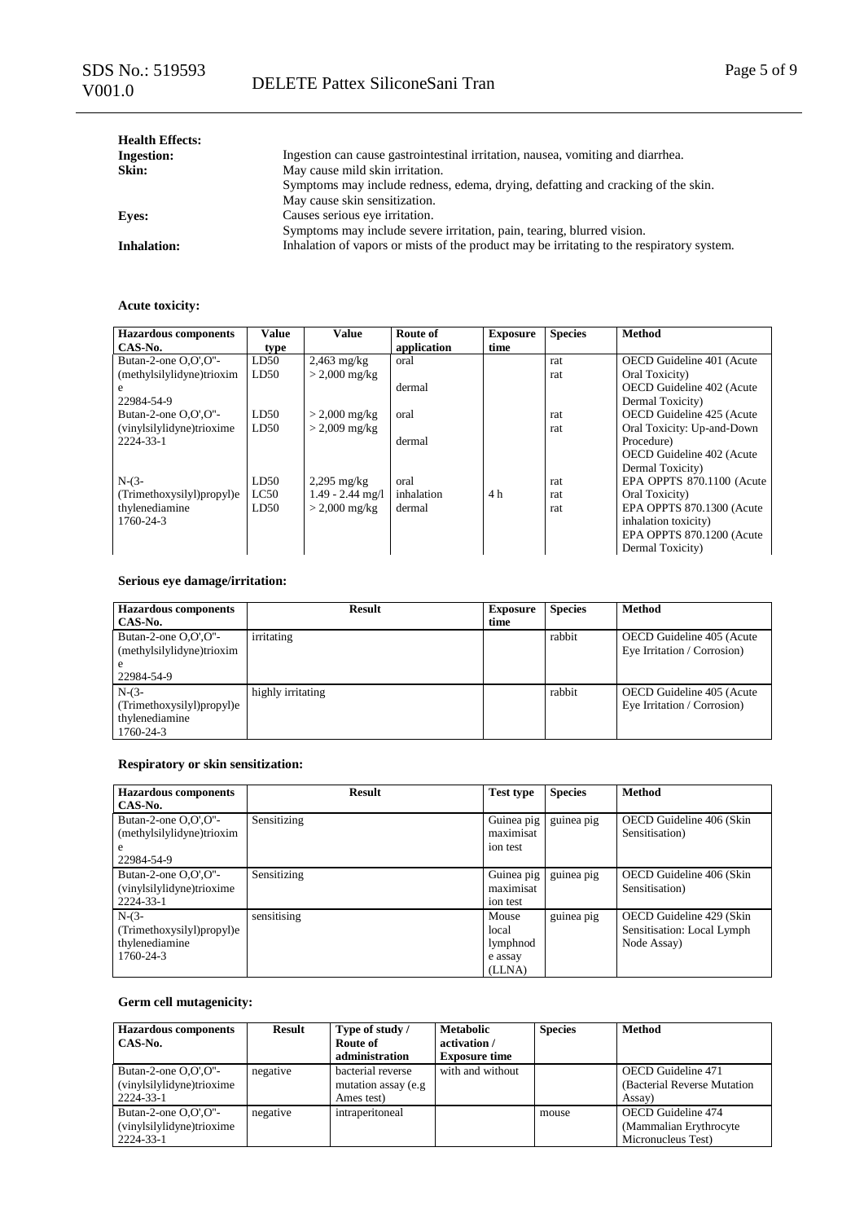**Health Effects:**

| | |
|---|---|
| **Ingestion:** | Ingestion can cause gastrointestinal irritation, nausea, vomiting and diarrhea. |
| **Skin:** | May cause mild skin irritation.<br>Symptoms may include redness, edema, drying, defatting and cracking of the skin.<br>May cause skin sensitization. |
| **Eyes:** | Causes serious eye irritation.<br>Symptoms may include severe irritation, pain, tearing, blurred vision. |
| **Inhalation:** | Inhalation of vapors or mists of the product may be irritating to the respiratory system. |

**Acute toxicity:**

| Hazardous components CAS-No. | Value type | Value | Route of application | Exposure time | Species | Method |
|---|---|---|---|---|---|---|
| Butan-2-one O,O',O"-(methylsilylidyne)trioxime<br>22984-54-9 | LD50<br>LD50 | 2,463 mg/kg<br>> 2,000 mg/kg | oral<br>dermal | | rat<br>rat | OECD Guideline 401 (Acute Oral Toxicity)<br>OECD Guideline 402 (Acute Dermal Toxicity) |
| Butan-2-one O,O',O"-(vinylsilylidyne)trioxime<br>2224-33-1 | LD50<br>LD50 | > 2,000 mg/kg<br>> 2,009 mg/kg | oral<br>dermal | | rat<br>rat | OECD Guideline 425 (Acute Oral Toxicity: Up-and-Down Procedure)<br>OECD Guideline 402 (Acute Dermal Toxicity) |
| N-(3-(Trimethoxysilyl)propyl)ethylenediamine<br>1760-24-3 | LD50<br>LC50<br>LD50 | 2,295 mg/kg<br>1.49 - 2.44 mg/l<br>> 2,000 mg/kg | oral<br>inhalation<br>dermal | <br>4 h<br> | rat<br>rat<br>rat | EPA OPPTS 870.1100 (Acute Oral Toxicity)<br>EPA OPPTS 870.1300 (Acute inhalation toxicity)<br>EPA OPPTS 870.1200 (Acute Dermal Toxicity) |

**Serious eye damage/irritation:**

| Hazardous components CAS-No. | Result | Exposure time | Species | Method |
|---|---|---|---|---|
| Butan-2-one O,O',O"-(methylsilylidyne)trioxime<br>22984-54-9 | irritating | | rabbit | OECD Guideline 405 (Acute Eye Irritation / Corrosion) |
| N-(3-(Trimethoxysilyl)propyl)ethylenediamine<br>1760-24-3 | highly irritating | | rabbit | OECD Guideline 405 (Acute Eye Irritation / Corrosion) |

**Respiratory or skin sensitization:**

| Hazardous components CAS-No. | Result | Test type | Species | Method |
|---|---|---|---|---|
| Butan-2-one O,O',O"-(methylsilylidyne)trioxime<br>22984-54-9 | Sensitizing | Guinea pig maximisation test | guinea pig | OECD Guideline 406 (Skin Sensitisation) |
| Butan-2-one O,O',O"-(vinylsilylidyne)trioxime<br>2224-33-1 | Sensitizing | Guinea pig maximisation test | guinea pig | OECD Guideline 406 (Skin Sensitisation) |
| N-(3-(Trimethoxysilyl)propyl)ethylenediamine<br>1760-24-3 | sensitising | Mouse local lymphnode assay (LLNA) | guinea pig | OECD Guideline 429 (Skin Sensitisation: Local Lymph Node Assay) |

**Germ cell mutagenicity:**

| Hazardous components CAS-No. | Result | Type of study / Route of administration | Metabolic activation / Exposure time | Species | Method |
|---|---|---|---|---|---|
| Butan-2-one O,O',O"-(vinylsilylidyne)trioxime<br>2224-33-1 | negative | bacterial reverse mutation assay (e.g Ames test) | with and without | | OECD Guideline 471 (Bacterial Reverse Mutation Assay) |
| Butan-2-one O,O',O"-(vinylsilylidyne)trioxime<br>2224-33-1 | negative | intraperitoneal | | mouse | OECD Guideline 474 (Mammalian Erythrocyte Micronucleus Test) |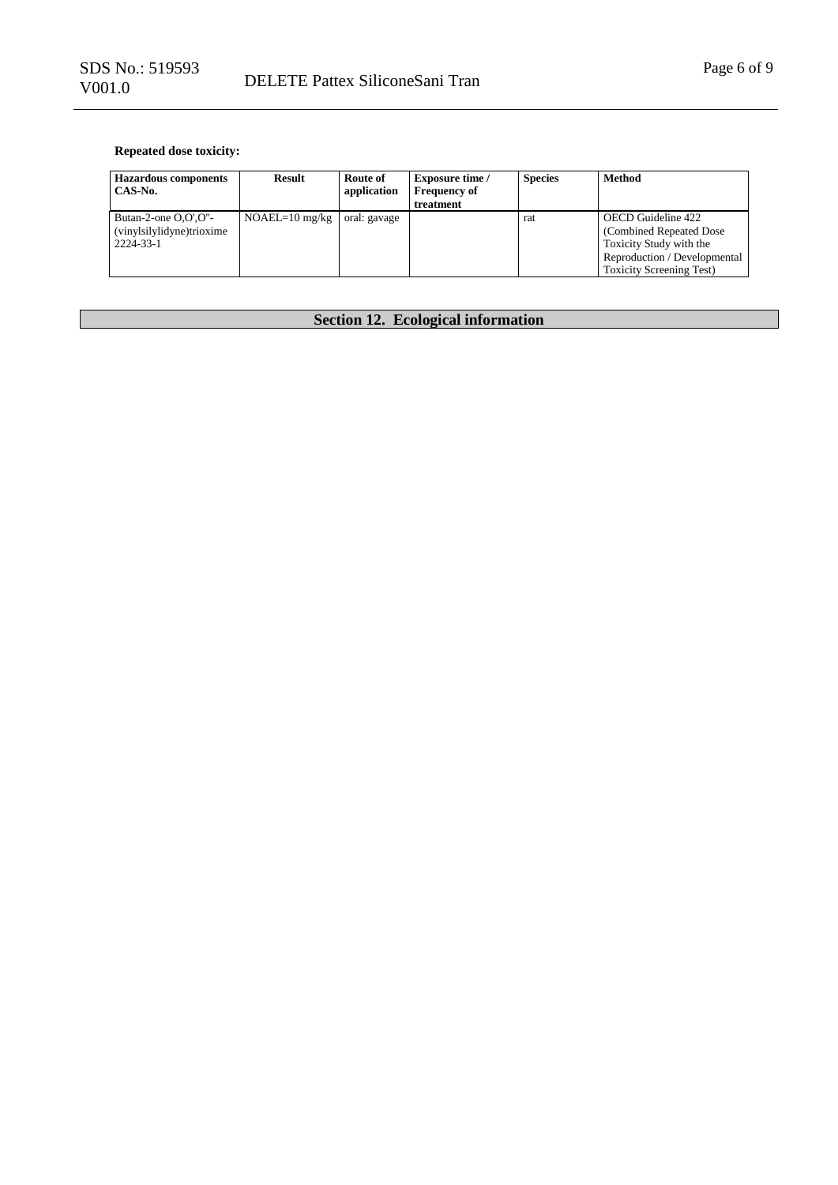**Repeated dose toxicity:**

| Hazardous components CAS-No. | Result | Route of application | Exposure time / Frequency of treatment | Species | Method |
|---|---|---|---|---|---|
| Butan-2-one O,O',O''-(vinylsilylidyne)trioxime 2224-33-1 | NOAEL=10 mg/kg | oral: gavage | | rat | OECD Guideline 422 (Combined Repeated Dose Toxicity Study with the Reproduction / Developmental Toxicity Screening Test) |

## Section 12. Ecological information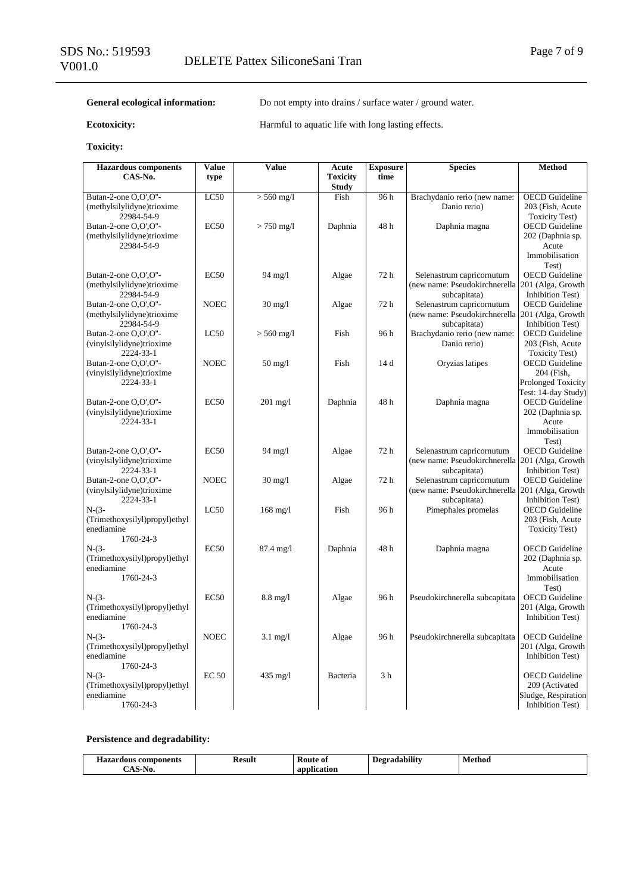**General ecological information:** Do not empty into drains / surface water / ground water.

**Ecotoxicity:** Harmful to aquatic life with long lasting effects.

**Toxicity:**

| Hazardous components CAS-No. | Value type | Value | Acute Toxicity Study | Exposure time | Species | Method |
|---|---|---|---|---|---|---|
| Butan-2-one O,O',O''-(methylsilylidyne)trioxime 22984-54-9 | LC50 | > 560 mg/l | Fish | 96 h | Brachydanio rerio (new name: Danio rerio) | OECD Guideline 203 (Fish, Acute Toxicity Test) |
| Butan-2-one O,O',O''-(methylsilylidyne)trioxime 22984-54-9 | EC50 | > 750 mg/l | Daphnia | 48 h | Daphnia magna | OECD Guideline 202 (Daphnia sp. Acute Immobilisation Test) |
| Butan-2-one O,O',O''-(methylsilylidyne)trioxime 22984-54-9 | EC50 | 94 mg/l | Algae | 72 h | Selenastrum capricornutum (new name: Pseudokirchnerella subcapitata) | OECD Guideline 201 (Alga, Growth Inhibition Test) |
| Butan-2-one O,O',O''-(methylsilylidyne)trioxime 22984-54-9 | NOEC | 30 mg/l | Algae | 72 h | Selenastrum capricornutum (new name: Pseudokirchnerella subcapitata) | OECD Guideline 201 (Alga, Growth Inhibition Test) |
| Butan-2-one O,O',O''-(vinylsilylidyne)trioxime 2224-33-1 | LC50 | > 560 mg/l | Fish | 96 h | Brachydanio rerio (new name: Danio rerio) | OECD Guideline 203 (Fish, Acute Toxicity Test) |
| Butan-2-one O,O',O''-(vinylsilylidyne)trioxime 2224-33-1 | NOEC | 50 mg/l | Fish | 14 d | Oryzias latipes | OECD Guideline 204 (Fish, Prolonged Toxicity Test: 14-day Study) |
| Butan-2-one O,O',O''-(vinylsilylidyne)trioxime 2224-33-1 | EC50 | 201 mg/l | Daphnia | 48 h | Daphnia magna | OECD Guideline 202 (Daphnia sp. Acute Immobilisation Test) |
| Butan-2-one O,O',O''-(vinylsilylidyne)trioxime 2224-33-1 | EC50 | 94 mg/l | Algae | 72 h | Selenastrum capricornutum (new name: Pseudokirchnerella subcapitata) | OECD Guideline 201 (Alga, Growth Inhibition Test) |
| Butan-2-one O,O',O''-(vinylsilylidyne)trioxime 2224-33-1 | NOEC | 30 mg/l | Algae | 72 h | Selenastrum capricornutum (new name: Pseudokirchnerella subcapitata) | OECD Guideline 201 (Alga, Growth Inhibition Test) |
| N-(3-(Trimethoxysilyl)propyl)ethylenediamine 1760-24-3 | LC50 | 168 mg/l | Fish | 96 h | Pimephales promelas | OECD Guideline 203 (Fish, Acute Toxicity Test) |
| N-(3-(Trimethoxysilyl)propyl)ethylenediamine 1760-24-3 | EC50 | 87.4 mg/l | Daphnia | 48 h | Daphnia magna | OECD Guideline 202 (Daphnia sp. Acute Immobilisation Test) |
| N-(3-(Trimethoxysilyl)propyl)ethylenediamine 1760-24-3 | EC50 | 8.8 mg/l | Algae | 96 h | Pseudokirchnerella subcapitata | OECD Guideline 201 (Alga, Growth Inhibition Test) |
| N-(3-(Trimethoxysilyl)propyl)ethylenediamine 1760-24-3 | NOEC | 3.1 mg/l | Algae | 96 h | Pseudokirchnerella subcapitata | OECD Guideline 201 (Alga, Growth Inhibition Test) |
| N-(3-(Trimethoxysilyl)propyl)ethylenediamine 1760-24-3 | EC 50 | 435 mg/l | Bacteria | 3 h | | OECD Guideline 209 (Activated Sludge, Respiration Inhibition Test) |

**Persistence and degradability:**

| Hazardous components CAS-No. | Result | Route of application | Degradability | Method |
|---|---|---|---|---|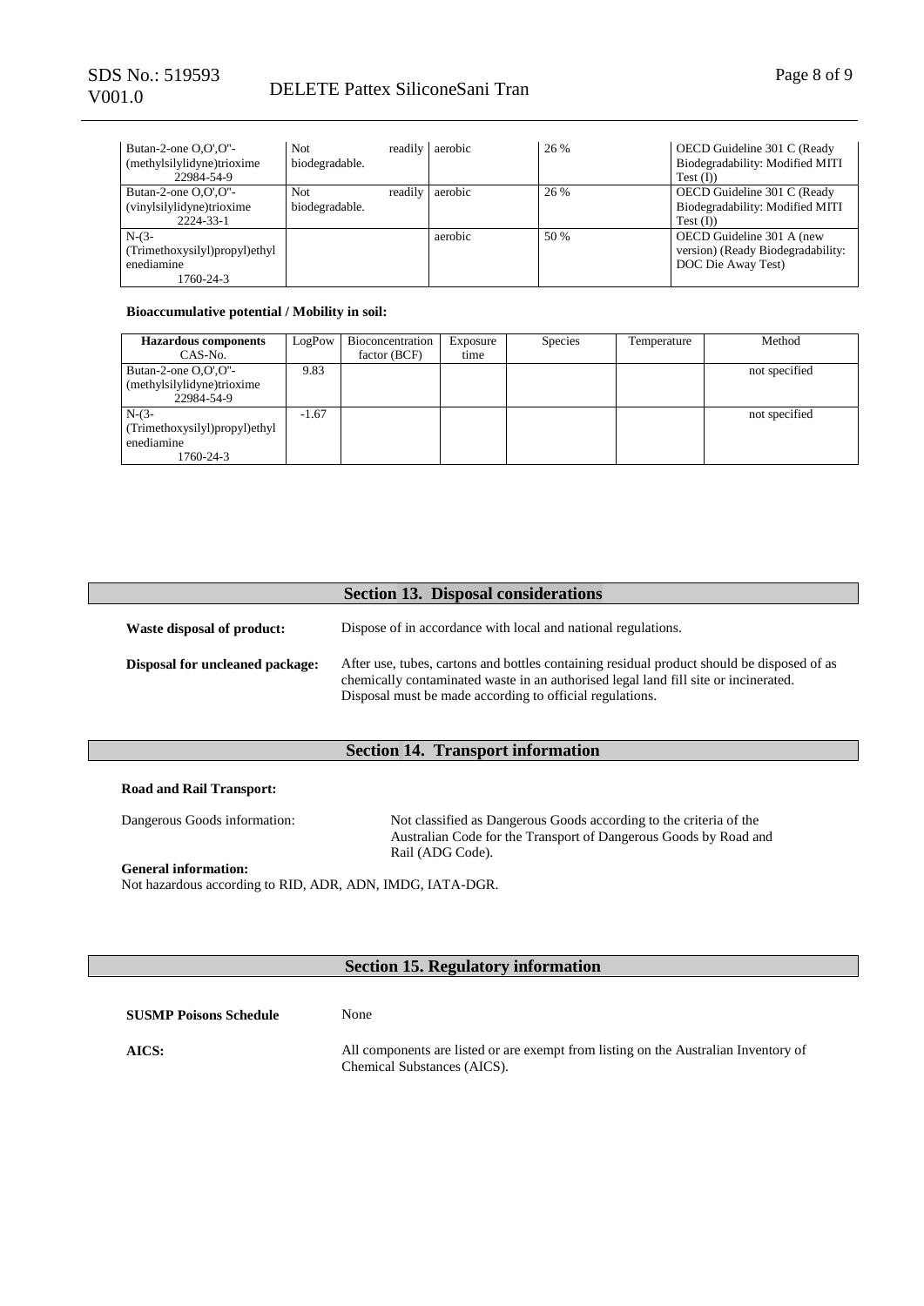| | | | | |
|---|---|---|---|---|
| Butan-2-one O,O',O''-(methylsilylidyne)trioxime 22984-54-9 | Not readily biodegradable. | aerobic | 26 % | OECD Guideline 301 C (Ready Biodegradability: Modified MITI Test (I)) |
| Butan-2-one O,O',O''-(vinylsilylidyne)trioxime 2224-33-1 | Not readily biodegradable. | aerobic | 26 % | OECD Guideline 301 C (Ready Biodegradability: Modified MITI Test (I)) |
| N-(3-(Trimethoxysilyl)propyl)ethylenediamine 1760-24-3 | | aerobic | 50 % | OECD Guideline 301 A (new version) (Ready Biodegradability: DOC Die Away Test) |

**Bioaccumulative potential / Mobility in soil:**

| **Hazardous components** CAS-No. | LogPow | Bioconcentration factor (BCF) | Exposure time | Species | Temperature | Method |
|---|---|---|---|---|---|---|
| Butan-2-one O,O',O''-(methylsilylidyne)trioxime 22984-54-9 | 9.83 | | | | | not specified |
| N-(3-(Trimethoxysilyl)propyl)ethylenediamine 1760-24-3 | -1.67 | | | | | not specified |

## Section 13. Disposal considerations

**Waste disposal of product:** Dispose of in accordance with local and national regulations.

**Disposal for uncleaned package:** After use, tubes, cartons and bottles containing residual product should be disposed of as chemically contaminated waste in an authorised legal land fill site or incinerated. Disposal must be made according to official regulations.

## Section 14. Transport information

**Road and Rail Transport:**

Dangerous Goods information: Not classified as Dangerous Goods according to the criteria of the Australian Code for the Transport of Dangerous Goods by Road and Rail (ADG Code).

**General information:**
Not hazardous according to RID, ADR, ADN, IMDG, IATA-DGR.

## Section 15. Regulatory information

**SUSMP Poisons Schedule** None

**AICS:** All components are listed or are exempt from listing on the Australian Inventory of Chemical Substances (AICS).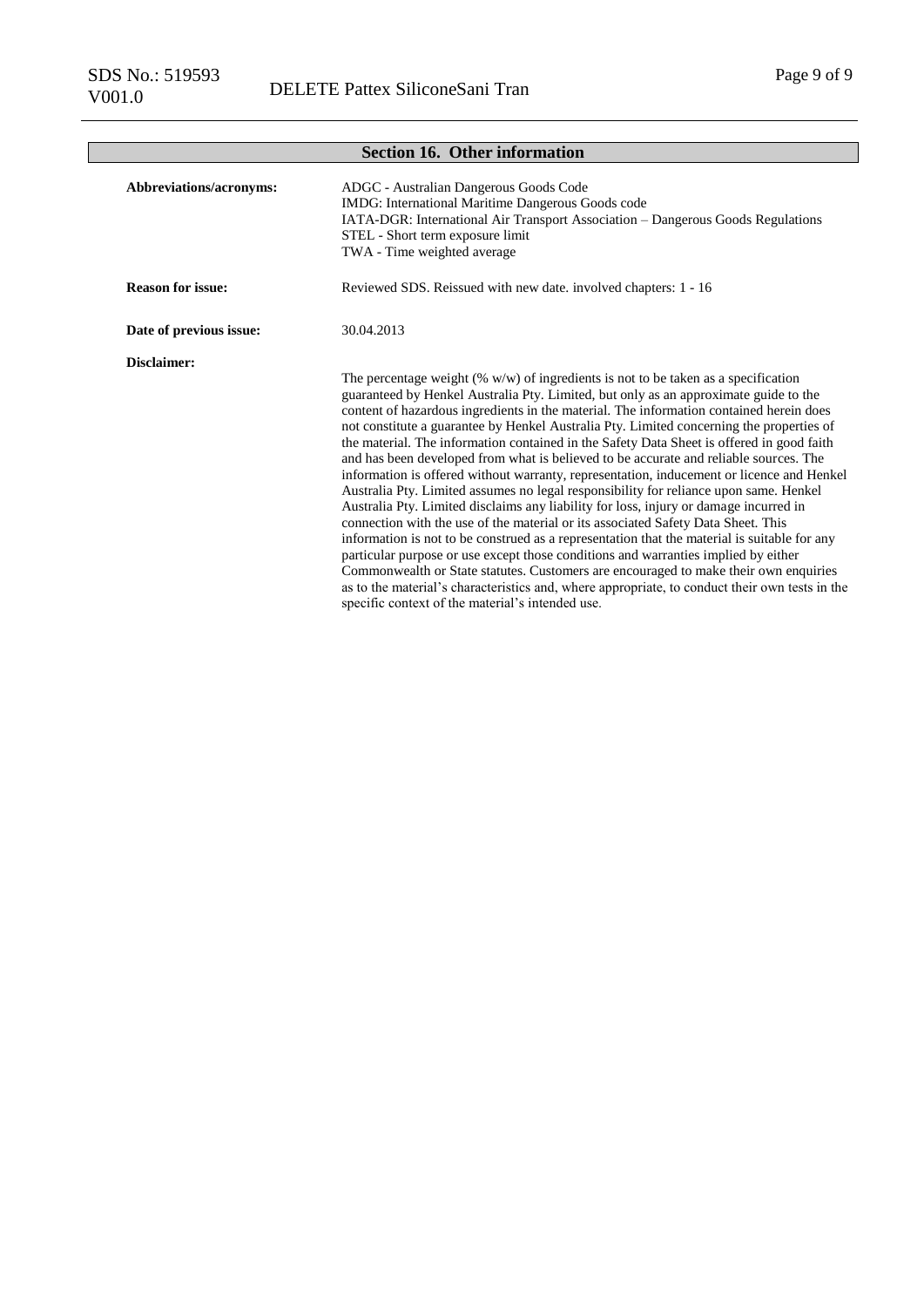## Section 16. Other information

**Abbreviations/acronyms:**

ADGC - Australian Dangerous Goods Code
IMDG: International Maritime Dangerous Goods code
IATA-DGR: International Air Transport Association – Dangerous Goods Regulations
STEL - Short term exposure limit
TWA - Time weighted average

**Reason for issue:** Reviewed SDS. Reissued with new date. involved chapters: 1 - 16

**Date of previous issue:** 30.04.2013

**Disclaimer:**

The percentage weight (% w/w) of ingredients is not to be taken as a specification guaranteed by Henkel Australia Pty. Limited, but only as an approximate guide to the content of hazardous ingredients in the material. The information contained herein does not constitute a guarantee by Henkel Australia Pty. Limited concerning the properties of the material. The information contained in the Safety Data Sheet is offered in good faith and has been developed from what is believed to be accurate and reliable sources. The information is offered without warranty, representation, inducement or licence and Henkel Australia Pty. Limited assumes no legal responsibility for reliance upon same. Henkel Australia Pty. Limited disclaims any liability for loss, injury or damage incurred in connection with the use of the material or its associated Safety Data Sheet. This information is not to be construed as a representation that the material is suitable for any particular purpose or use except those conditions and warranties implied by either Commonwealth or State statutes. Customers are encouraged to make their own enquiries as to the material's characteristics and, where appropriate, to conduct their own tests in the specific context of the material's intended use.